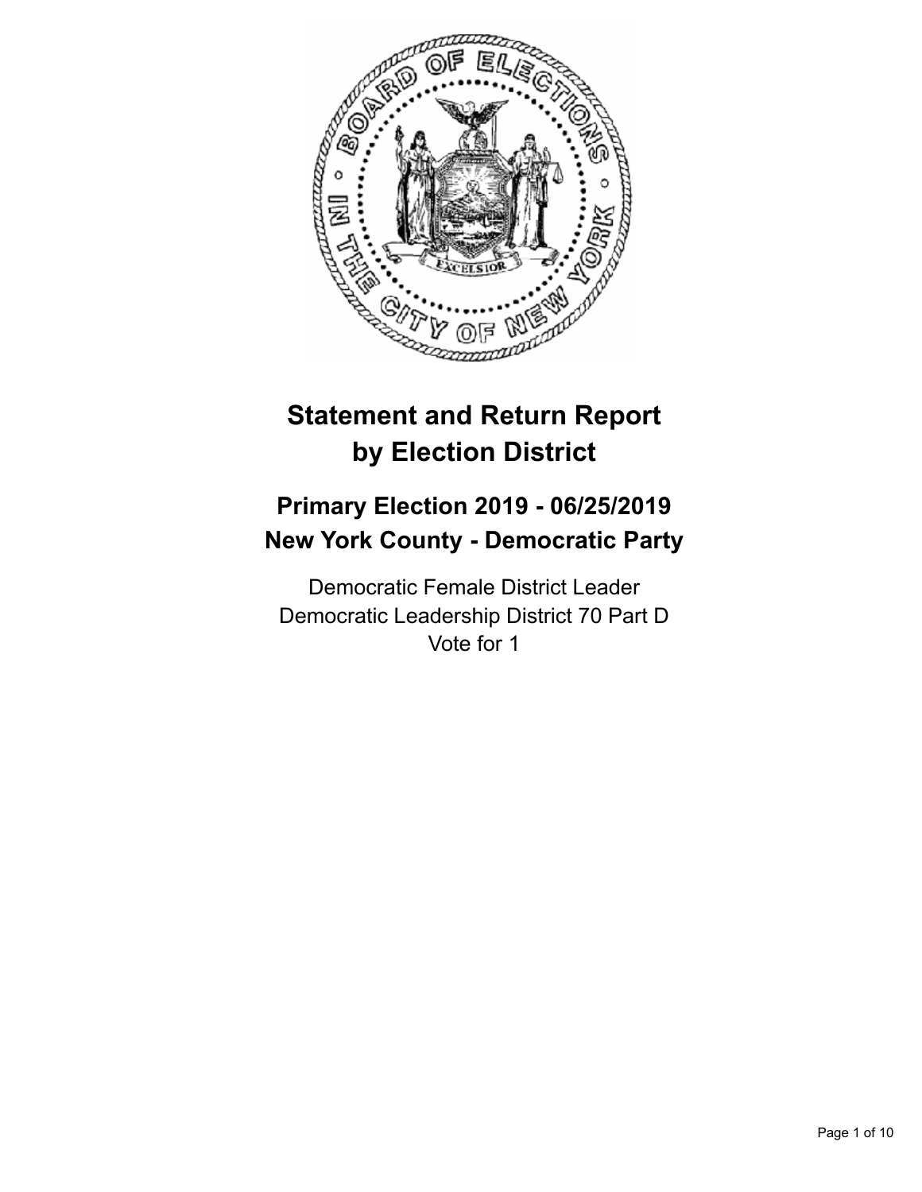# Statement and Return Report by Election District

## Primary Election 2019 - 06/25/2019
## New York County - Democratic Party

Democratic Female District Leader
Democratic Leadership District 70 Part D
Vote for 1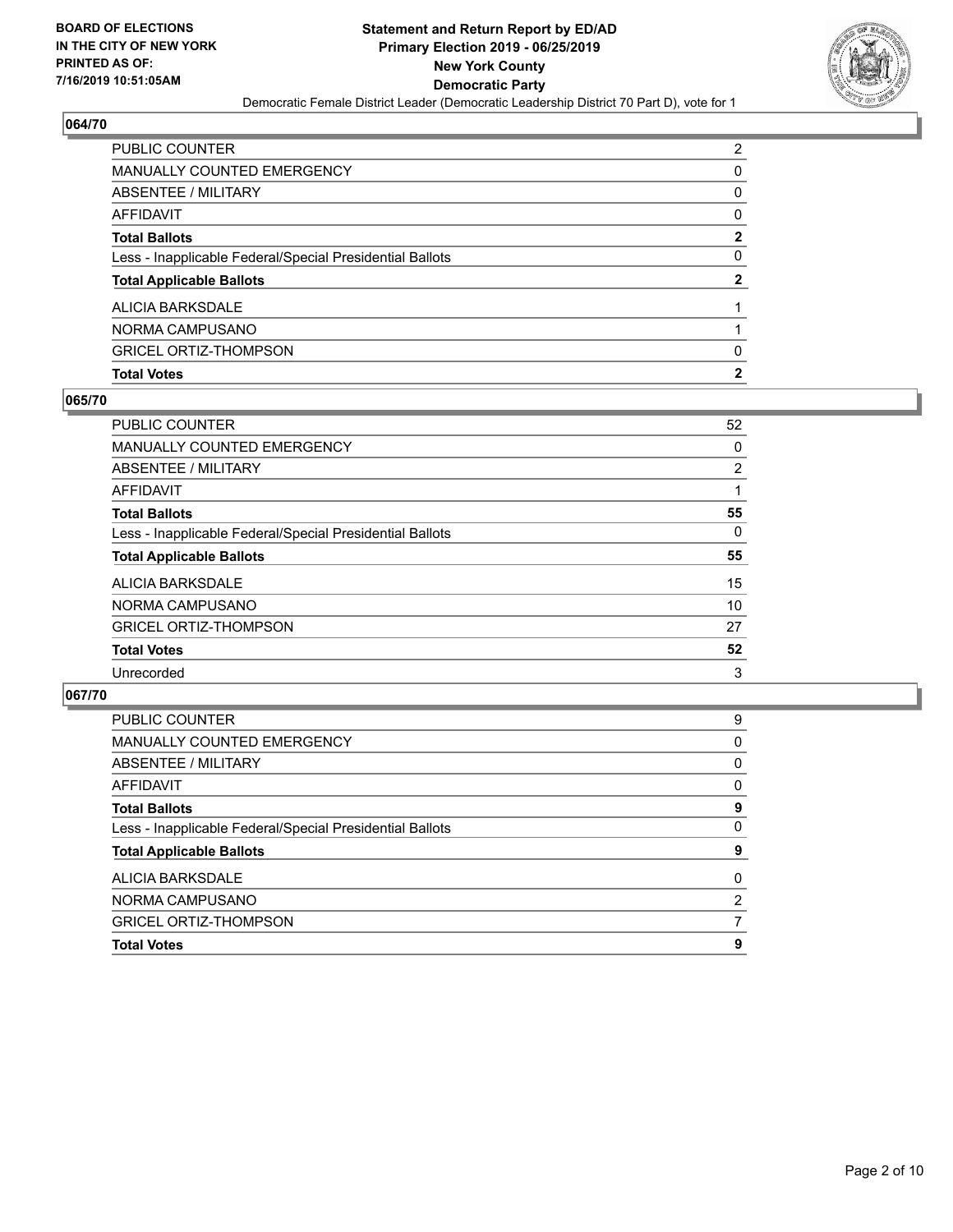## 064/70

| | |
|---|---|
| PUBLIC COUNTER | 2 |
| MANUALLY COUNTED EMERGENCY | 0 |
| ABSENTEE / MILITARY | 0 |
| AFFIDAVIT | 0 |
| **Total Ballots** | **2** |
| Less - Inapplicable Federal/Special Presidential Ballots | 0 |
| **Total Applicable Ballots** | **2** |
| ALICIA BARKSDALE | 1 |
| NORMA CAMPUSANO | 1 |
| GRICEL ORTIZ-THOMPSON | 0 |
| **Total Votes** | **2** |

## 065/70

| | |
|---|---|
| PUBLIC COUNTER | 52 |
| MANUALLY COUNTED EMERGENCY | 0 |
| ABSENTEE / MILITARY | 2 |
| AFFIDAVIT | 1 |
| **Total Ballots** | **55** |
| Less - Inapplicable Federal/Special Presidential Ballots | 0 |
| **Total Applicable Ballots** | **55** |
| ALICIA BARKSDALE | 15 |
| NORMA CAMPUSANO | 10 |
| GRICEL ORTIZ-THOMPSON | 27 |
| **Total Votes** | **52** |
| Unrecorded | 3 |

## 067/70

| | |
|---|---|
| PUBLIC COUNTER | 9 |
| MANUALLY COUNTED EMERGENCY | 0 |
| ABSENTEE / MILITARY | 0 |
| AFFIDAVIT | 0 |
| **Total Ballots** | **9** |
| Less - Inapplicable Federal/Special Presidential Ballots | 0 |
| **Total Applicable Ballots** | **9** |
| ALICIA BARKSDALE | 0 |
| NORMA CAMPUSANO | 2 |
| GRICEL ORTIZ-THOMPSON | 7 |
| **Total Votes** | **9** |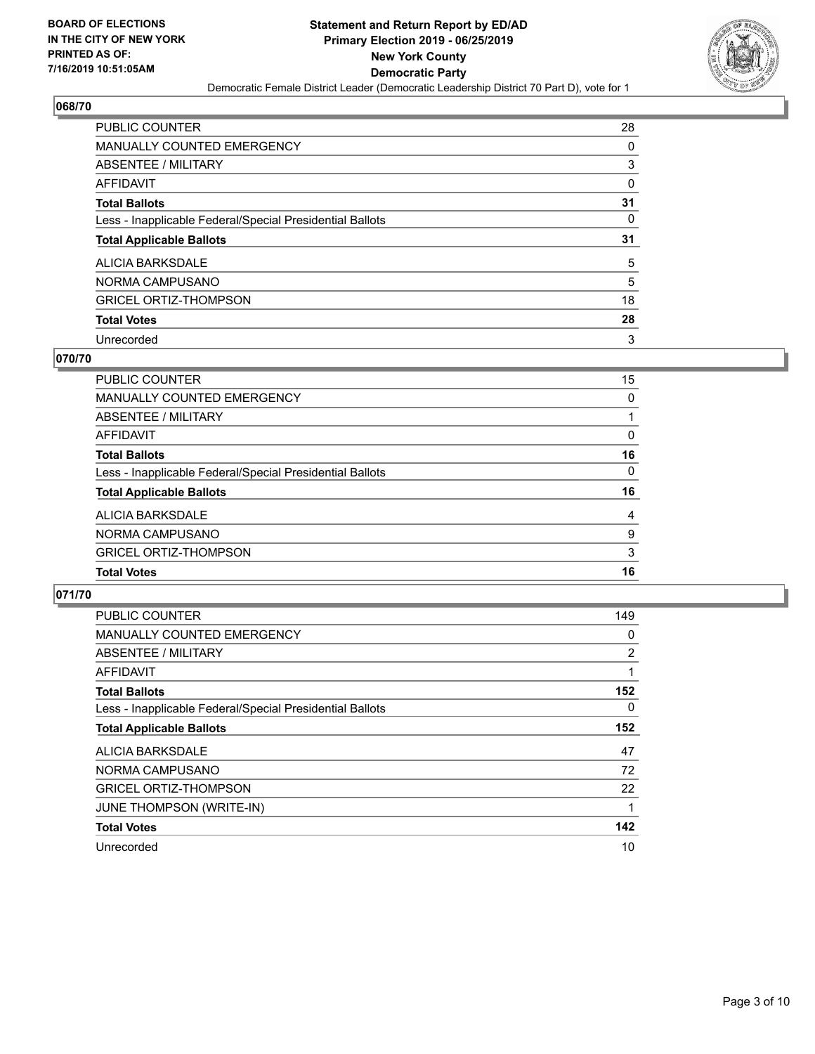**BOARD OF ELECTIONS IN THE CITY OF NEW YORK PRINTED AS OF: 7/16/2019 10:51:05AM**

**Statement and Return Report by ED/AD Primary Election 2019 - 06/25/2019 New York County Democratic Party**

Democratic Female District Leader (Democratic Leadership District 70 Part D), vote for 1

## 068/70

| | |
|---|---|
| PUBLIC COUNTER | 28 |
| MANUALLY COUNTED EMERGENCY | 0 |
| ABSENTEE / MILITARY | 3 |
| AFFIDAVIT | 0 |
| **Total Ballots** | **31** |
| Less - Inapplicable Federal/Special Presidential Ballots | 0 |
| **Total Applicable Ballots** | **31** |
| ALICIA BARKSDALE | 5 |
| NORMA CAMPUSANO | 5 |
| GRICEL ORTIZ-THOMPSON | 18 |
| **Total Votes** | **28** |
| Unrecorded | 3 |

## 070/70

| | |
|---|---|
| PUBLIC COUNTER | 15 |
| MANUALLY COUNTED EMERGENCY | 0 |
| ABSENTEE / MILITARY | 1 |
| AFFIDAVIT | 0 |
| **Total Ballots** | **16** |
| Less - Inapplicable Federal/Special Presidential Ballots | 0 |
| **Total Applicable Ballots** | **16** |
| ALICIA BARKSDALE | 4 |
| NORMA CAMPUSANO | 9 |
| GRICEL ORTIZ-THOMPSON | 3 |
| **Total Votes** | **16** |

## 071/70

| | |
|---|---|
| PUBLIC COUNTER | 149 |
| MANUALLY COUNTED EMERGENCY | 0 |
| ABSENTEE / MILITARY | 2 |
| AFFIDAVIT | 1 |
| **Total Ballots** | **152** |
| Less - Inapplicable Federal/Special Presidential Ballots | 0 |
| **Total Applicable Ballots** | **152** |
| ALICIA BARKSDALE | 47 |
| NORMA CAMPUSANO | 72 |
| GRICEL ORTIZ-THOMPSON | 22 |
| JUNE THOMPSON (WRITE-IN) | 1 |
| **Total Votes** | **142** |
| Unrecorded | 10 |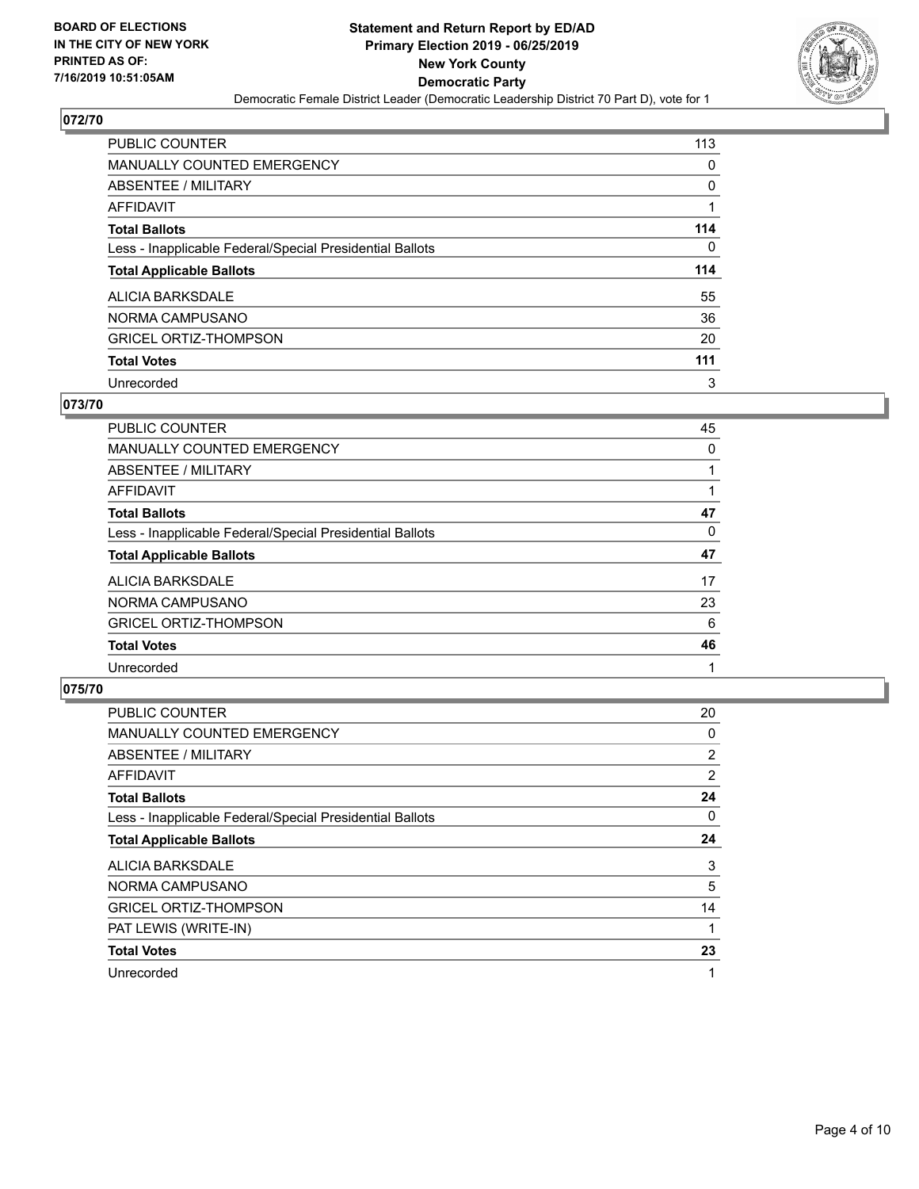**BOARD OF ELECTIONS IN THE CITY OF NEW YORK PRINTED AS OF: 7/16/2019 10:51:05AM**

**Statement and Return Report by ED/AD Primary Election 2019 - 06/25/2019 New York County Democratic Party**

Democratic Female District Leader (Democratic Leadership District 70 Part D), vote for 1

## 072/70

| | |
|---|---|
| PUBLIC COUNTER | 113 |
| MANUALLY COUNTED EMERGENCY | 0 |
| ABSENTEE / MILITARY | 0 |
| AFFIDAVIT | 1 |
| **Total Ballots** | **114** |
| Less - Inapplicable Federal/Special Presidential Ballots | 0 |
| **Total Applicable Ballots** | **114** |
| ALICIA BARKSDALE | 55 |
| NORMA CAMPUSANO | 36 |
| GRICEL ORTIZ-THOMPSON | 20 |
| **Total Votes** | **111** |
| Unrecorded | 3 |

## 073/70

| | |
|---|---|
| PUBLIC COUNTER | 45 |
| MANUALLY COUNTED EMERGENCY | 0 |
| ABSENTEE / MILITARY | 1 |
| AFFIDAVIT | 1 |
| **Total Ballots** | **47** |
| Less - Inapplicable Federal/Special Presidential Ballots | 0 |
| **Total Applicable Ballots** | **47** |
| ALICIA BARKSDALE | 17 |
| NORMA CAMPUSANO | 23 |
| GRICEL ORTIZ-THOMPSON | 6 |
| **Total Votes** | **46** |
| Unrecorded | 1 |

## 075/70

| | |
|---|---|
| PUBLIC COUNTER | 20 |
| MANUALLY COUNTED EMERGENCY | 0 |
| ABSENTEE / MILITARY | 2 |
| AFFIDAVIT | 2 |
| **Total Ballots** | **24** |
| Less - Inapplicable Federal/Special Presidential Ballots | 0 |
| **Total Applicable Ballots** | **24** |
| ALICIA BARKSDALE | 3 |
| NORMA CAMPUSANO | 5 |
| GRICEL ORTIZ-THOMPSON | 14 |
| PAT LEWIS (WRITE-IN) | 1 |
| **Total Votes** | **23** |
| Unrecorded | 1 |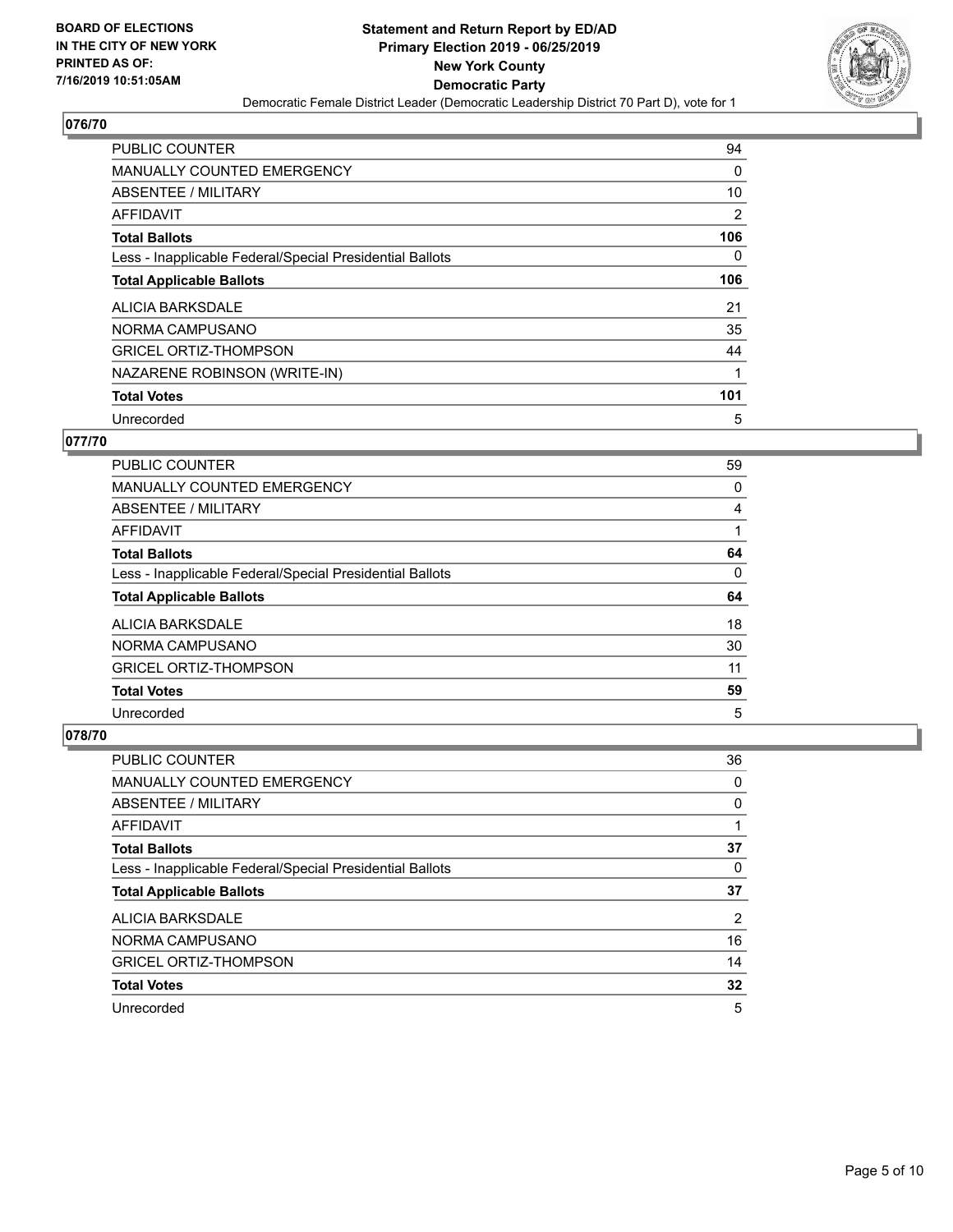## 076/70

| | |
|---|---|
| PUBLIC COUNTER | 94 |
| MANUALLY COUNTED EMERGENCY | 0 |
| ABSENTEE / MILITARY | 10 |
| AFFIDAVIT | 2 |
| **Total Ballots** | **106** |
| Less - Inapplicable Federal/Special Presidential Ballots | 0 |
| **Total Applicable Ballots** | **106** |
| ALICIA BARKSDALE | 21 |
| NORMA CAMPUSANO | 35 |
| GRICEL ORTIZ-THOMPSON | 44 |
| NAZARENE ROBINSON (WRITE-IN) | 1 |
| **Total Votes** | **101** |
| Unrecorded | 5 |

## 077/70

| | |
|---|---|
| PUBLIC COUNTER | 59 |
| MANUALLY COUNTED EMERGENCY | 0 |
| ABSENTEE / MILITARY | 4 |
| AFFIDAVIT | 1 |
| **Total Ballots** | **64** |
| Less - Inapplicable Federal/Special Presidential Ballots | 0 |
| **Total Applicable Ballots** | **64** |
| ALICIA BARKSDALE | 18 |
| NORMA CAMPUSANO | 30 |
| GRICEL ORTIZ-THOMPSON | 11 |
| **Total Votes** | **59** |
| Unrecorded | 5 |

## 078/70

| | |
|---|---|
| PUBLIC COUNTER | 36 |
| MANUALLY COUNTED EMERGENCY | 0 |
| ABSENTEE / MILITARY | 0 |
| AFFIDAVIT | 1 |
| **Total Ballots** | **37** |
| Less - Inapplicable Federal/Special Presidential Ballots | 0 |
| **Total Applicable Ballots** | **37** |
| ALICIA BARKSDALE | 2 |
| NORMA CAMPUSANO | 16 |
| GRICEL ORTIZ-THOMPSON | 14 |
| **Total Votes** | **32** |
| Unrecorded | 5 |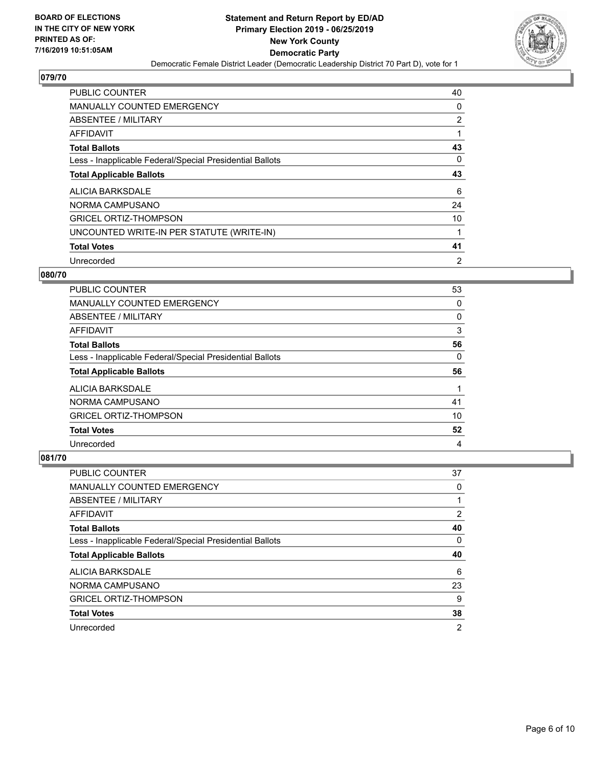**BOARD OF ELECTIONS IN THE CITY OF NEW YORK PRINTED AS OF: 7/16/2019 10:51:05AM**

**Statement and Return Report by ED/AD Primary Election 2019 - 06/25/2019 New York County Democratic Party**

Democratic Female District Leader (Democratic Leadership District 70 Part D), vote for 1

## 079/70

| | |
|---|---|
| PUBLIC COUNTER | 40 |
| MANUALLY COUNTED EMERGENCY | 0 |
| ABSENTEE / MILITARY | 2 |
| AFFIDAVIT | 1 |
| **Total Ballots** | **43** |
| Less - Inapplicable Federal/Special Presidential Ballots | 0 |
| **Total Applicable Ballots** | **43** |
| ALICIA BARKSDALE | 6 |
| NORMA CAMPUSANO | 24 |
| GRICEL ORTIZ-THOMPSON | 10 |
| UNCOUNTED WRITE-IN PER STATUTE (WRITE-IN) | 1 |
| **Total Votes** | **41** |
| Unrecorded | 2 |

## 080/70

| | |
|---|---|
| PUBLIC COUNTER | 53 |
| MANUALLY COUNTED EMERGENCY | 0 |
| ABSENTEE / MILITARY | 0 |
| AFFIDAVIT | 3 |
| **Total Ballots** | **56** |
| Less - Inapplicable Federal/Special Presidential Ballots | 0 |
| **Total Applicable Ballots** | **56** |
| ALICIA BARKSDALE | 1 |
| NORMA CAMPUSANO | 41 |
| GRICEL ORTIZ-THOMPSON | 10 |
| **Total Votes** | **52** |
| Unrecorded | 4 |

## 081/70

| | |
|---|---|
| PUBLIC COUNTER | 37 |
| MANUALLY COUNTED EMERGENCY | 0 |
| ABSENTEE / MILITARY | 1 |
| AFFIDAVIT | 2 |
| **Total Ballots** | **40** |
| Less - Inapplicable Federal/Special Presidential Ballots | 0 |
| **Total Applicable Ballots** | **40** |
| ALICIA BARKSDALE | 6 |
| NORMA CAMPUSANO | 23 |
| GRICEL ORTIZ-THOMPSON | 9 |
| **Total Votes** | **38** |
| Unrecorded | 2 |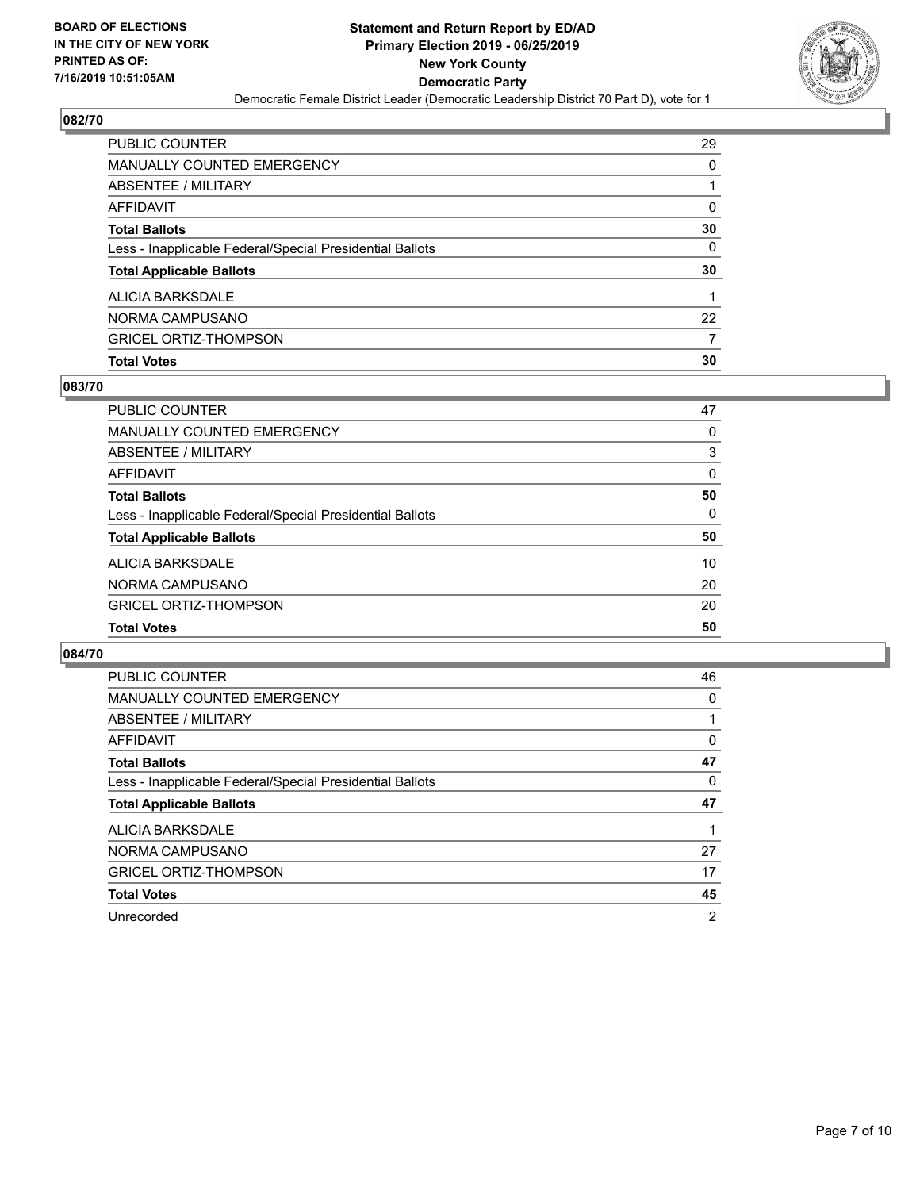## 082/70

| | |
|---|---|
| PUBLIC COUNTER | 29 |
| MANUALLY COUNTED EMERGENCY | 0 |
| ABSENTEE / MILITARY | 1 |
| AFFIDAVIT | 0 |
| **Total Ballots** | **30** |
| Less - Inapplicable Federal/Special Presidential Ballots | 0 |
| **Total Applicable Ballots** | **30** |
| ALICIA BARKSDALE | 1 |
| NORMA CAMPUSANO | 22 |
| GRICEL ORTIZ-THOMPSON | 7 |
| **Total Votes** | **30** |

## 083/70

| | |
|---|---|
| PUBLIC COUNTER | 47 |
| MANUALLY COUNTED EMERGENCY | 0 |
| ABSENTEE / MILITARY | 3 |
| AFFIDAVIT | 0 |
| **Total Ballots** | **50** |
| Less - Inapplicable Federal/Special Presidential Ballots | 0 |
| **Total Applicable Ballots** | **50** |
| ALICIA BARKSDALE | 10 |
| NORMA CAMPUSANO | 20 |
| GRICEL ORTIZ-THOMPSON | 20 |
| **Total Votes** | **50** |

## 084/70

| | |
|---|---|
| PUBLIC COUNTER | 46 |
| MANUALLY COUNTED EMERGENCY | 0 |
| ABSENTEE / MILITARY | 1 |
| AFFIDAVIT | 0 |
| **Total Ballots** | **47** |
| Less - Inapplicable Federal/Special Presidential Ballots | 0 |
| **Total Applicable Ballots** | **47** |
| ALICIA BARKSDALE | 1 |
| NORMA CAMPUSANO | 27 |
| GRICEL ORTIZ-THOMPSON | 17 |
| **Total Votes** | **45** |
| Unrecorded | 2 |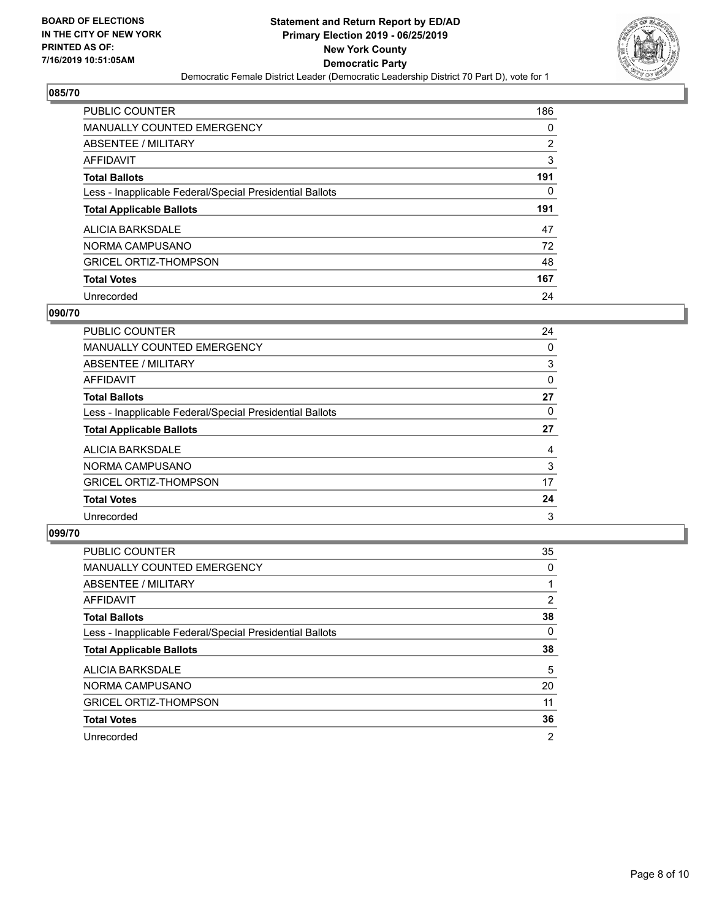**BOARD OF ELECTIONS IN THE CITY OF NEW YORK PRINTED AS OF: 7/16/2019 10:51:05AM**

**Statement and Return Report by ED/AD Primary Election 2019 - 06/25/2019 New York County Democratic Party**

Democratic Female District Leader (Democratic Leadership District 70 Part D), vote for 1

## 085/70

| | |
|---|---|
| PUBLIC COUNTER | 186 |
| MANUALLY COUNTED EMERGENCY | 0 |
| ABSENTEE / MILITARY | 2 |
| AFFIDAVIT | 3 |
| **Total Ballots** | **191** |
| Less - Inapplicable Federal/Special Presidential Ballots | 0 |
| **Total Applicable Ballots** | **191** |
| ALICIA BARKSDALE | 47 |
| NORMA CAMPUSANO | 72 |
| GRICEL ORTIZ-THOMPSON | 48 |
| **Total Votes** | **167** |
| Unrecorded | 24 |

## 090/70

| | |
|---|---|
| PUBLIC COUNTER | 24 |
| MANUALLY COUNTED EMERGENCY | 0 |
| ABSENTEE / MILITARY | 3 |
| AFFIDAVIT | 0 |
| **Total Ballots** | **27** |
| Less - Inapplicable Federal/Special Presidential Ballots | 0 |
| **Total Applicable Ballots** | **27** |
| ALICIA BARKSDALE | 4 |
| NORMA CAMPUSANO | 3 |
| GRICEL ORTIZ-THOMPSON | 17 |
| **Total Votes** | **24** |
| Unrecorded | 3 |

## 099/70

| | |
|---|---|
| PUBLIC COUNTER | 35 |
| MANUALLY COUNTED EMERGENCY | 0 |
| ABSENTEE / MILITARY | 1 |
| AFFIDAVIT | 2 |
| **Total Ballots** | **38** |
| Less - Inapplicable Federal/Special Presidential Ballots | 0 |
| **Total Applicable Ballots** | **38** |
| ALICIA BARKSDALE | 5 |
| NORMA CAMPUSANO | 20 |
| GRICEL ORTIZ-THOMPSON | 11 |
| **Total Votes** | **36** |
| Unrecorded | 2 |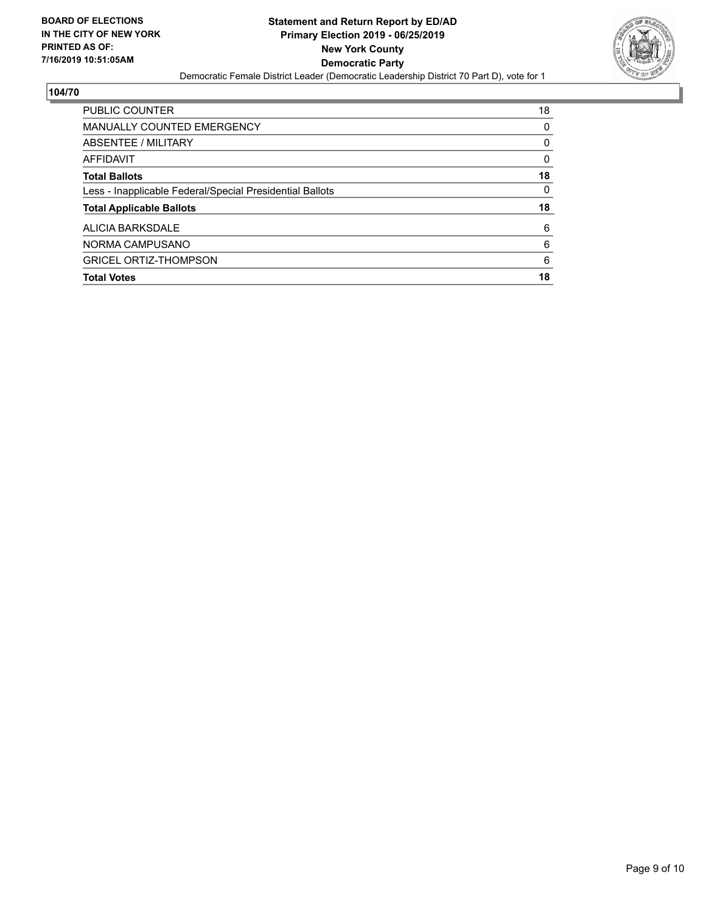**BOARD OF ELECTIONS IN THE CITY OF NEW YORK PRINTED AS OF: 7/16/2019 10:51:05AM**

**Statement and Return Report by ED/AD Primary Election 2019 - 06/25/2019 New York County Democratic Party**

Democratic Female District Leader (Democratic Leadership District 70 Part D), vote for 1

**104/70**

| | |
|---|---|
| PUBLIC COUNTER | 18 |
| MANUALLY COUNTED EMERGENCY | 0 |
| ABSENTEE / MILITARY | 0 |
| AFFIDAVIT | 0 |
| **Total Ballots** | **18** |
| Less - Inapplicable Federal/Special Presidential Ballots | 0 |
| **Total Applicable Ballots** | **18** |
| ALICIA BARKSDALE | 6 |
| NORMA CAMPUSANO | 6 |
| GRICEL ORTIZ-THOMPSON | 6 |
| **Total Votes** | **18** |